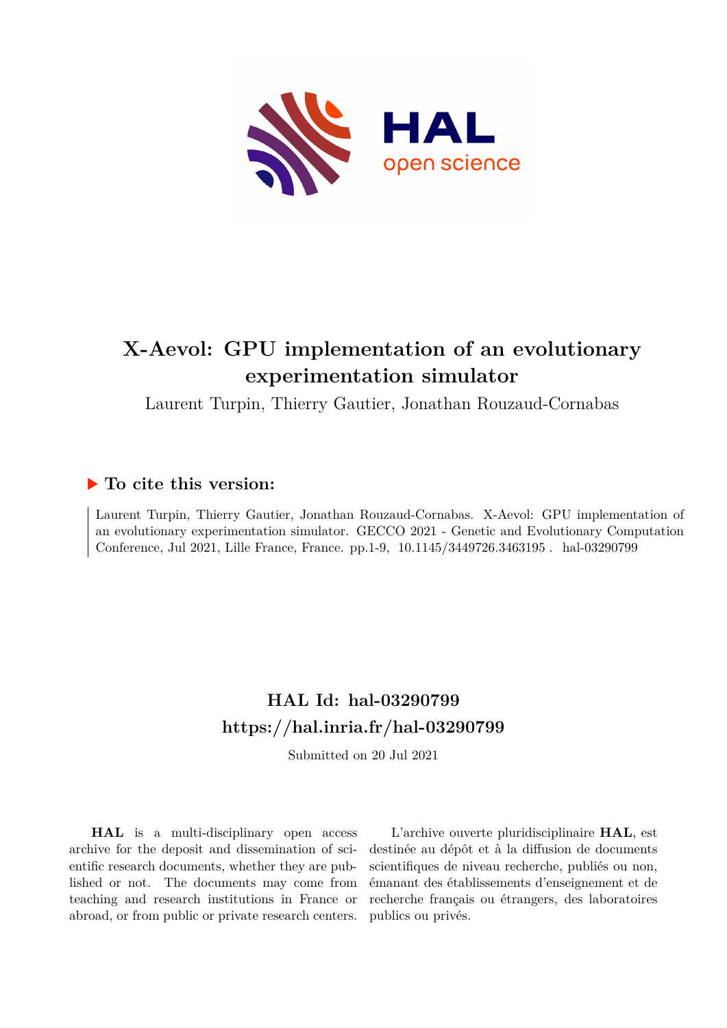# X-Aevol: GPU implementation of an evolutionary experimentation simulator

Laurent Turpin, Thierry Gautier, Jonathan Rouzaud-Cornabas

## ▶ To cite this version:

Laurent Turpin, Thierry Gautier, Jonathan Rouzaud-Cornabas. X-Aevol: GPU implementation of an evolutionary experimentation simulator. GECCO 2021 - Genetic and Evolutionary Computation Conference, Jul 2021, Lille France, France. pp.1-9, 10.1145/3449726.3463195 . hal-03290799

## HAL Id: hal-03290799
## https://hal.inria.fr/hal-03290799

Submitted on 20 Jul 2021

**HAL** is a multi-disciplinary open access archive for the deposit and dissemination of scientific research documents, whether they are published or not. The documents may come from teaching and research institutions in France or abroad, or from public or private research centers.

L'archive ouverte pluridisciplinaire **HAL**, est destinée au dépôt et à la diffusion de documents scientifiques de niveau recherche, publiés ou non, émanant des établissements d'enseignement et de recherche français ou étrangers, des laboratoires publics ou privés.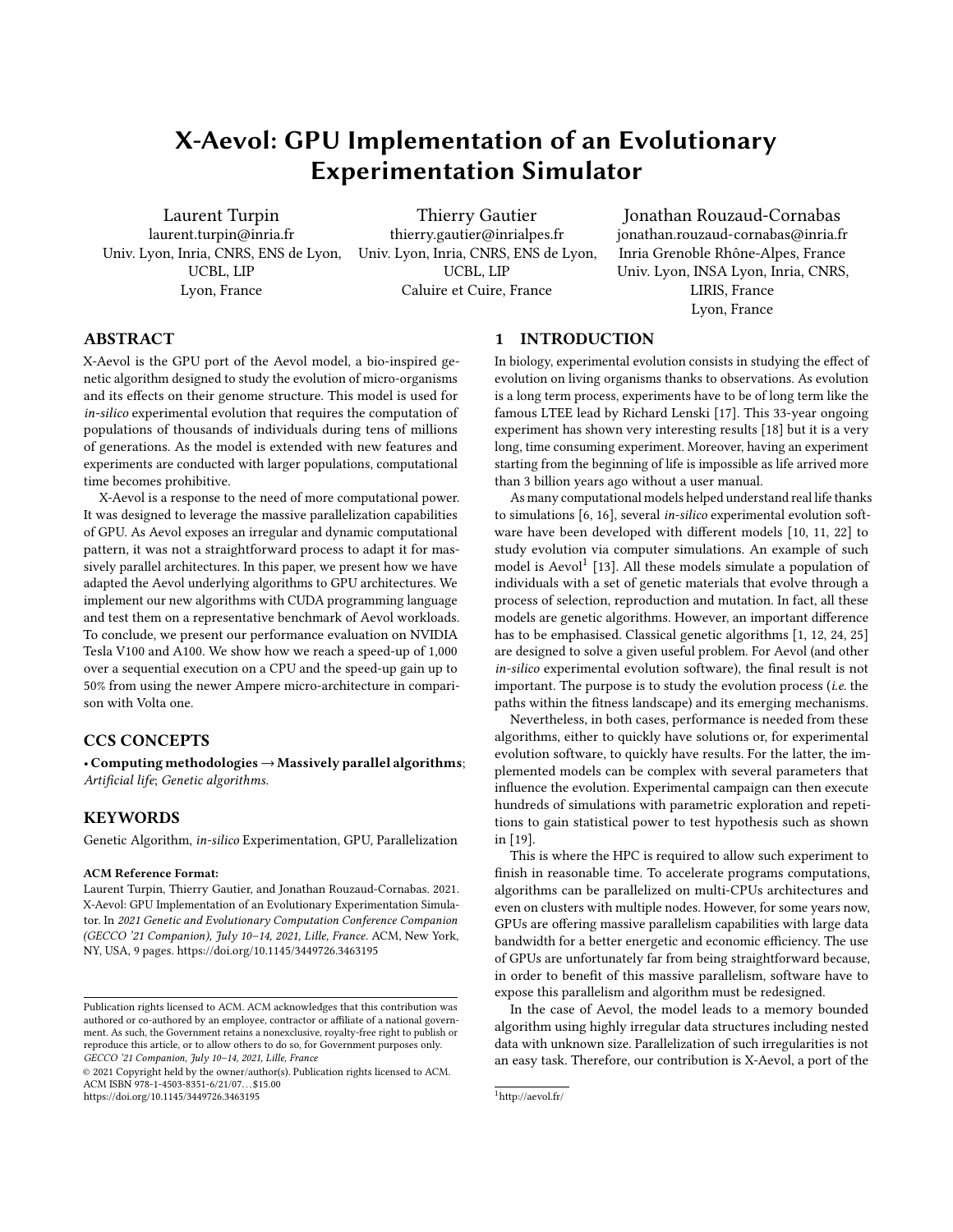# X-Aevol: GPU Implementation of an Evolutionary Experimentation Simulator

Laurent Turpin
laurent.turpin@inria.fr
Univ. Lyon, Inria, CNRS, ENS de Lyon, UCBL, LIP
Lyon, France

Thierry Gautier
thierry.gautier@inrialpes.fr
Univ. Lyon, Inria, CNRS, ENS de Lyon, UCBL, LIP
Caluire et Cuire, France

Jonathan Rouzaud-Cornabas
jonathan.rouzaud-cornabas@inria.fr
Inria Grenoble Rhône-Alpes, France
Univ. Lyon, INSA Lyon, Inria, CNRS, LIRIS, France
Lyon, France

## ABSTRACT

X-Aevol is the GPU port of the Aevol model, a bio-inspired genetic algorithm designed to study the evolution of micro-organisms and its effects on their genome structure. This model is used for *in-silico* experimental evolution that requires the computation of populations of thousands of individuals during tens of millions of generations. As the model is extended with new features and experiments are conducted with larger populations, computational time becomes prohibitive.

X-Aevol is a response to the need of more computational power. It was designed to leverage the massive parallelization capabilities of GPU. As Aevol exposes an irregular and dynamic computational pattern, it was not a straightforward process to adapt it for massively parallel architectures. In this paper, we present how we have adapted the Aevol underlying algorithms to GPU architectures. We implement our new algorithms with CUDA programming language and test them on a representative benchmark of Aevol workloads. To conclude, we present our performance evaluation on NVIDIA Tesla V100 and A100. We show how we reach a speed-up of 1,000 over a sequential execution on a CPU and the speed-up gain up to 50% from using the newer Ampere micro-architecture in comparison with Volta one.

## CCS CONCEPTS

• **Computing methodologies → Massively parallel algorithms**; *Artificial life*; *Genetic algorithms.*

## KEYWORDS

Genetic Algorithm, *in-silico* Experimentation, GPU, Parallelization

**ACM Reference Format:**
Laurent Turpin, Thierry Gautier, and Jonathan Rouzaud-Cornabas. 2021. X-Aevol: GPU Implementation of an Evolutionary Experimentation Simulator. In *2021 Genetic and Evolutionary Computation Conference Companion (GECCO '21 Companion), July 10–14, 2021, Lille, France.* ACM, New York, NY, USA, 9 pages. https://doi.org/10.1145/3449726.3463195

Publication rights licensed to ACM. ACM acknowledges that this contribution was authored or co-authored by an employee, contractor or affiliate of a national government. As such, the Government retains a nonexclusive, royalty-free right to publish or reproduce this article, or to allow others to do so, for Government purposes only.
*GECCO '21 Companion, July 10–14, 2021, Lille, France*
© 2021 Copyright held by the owner/author(s). Publication rights licensed to ACM.
ACM ISBN 978-1-4503-8351-6/21/07…$15.00
https://doi.org/10.1145/3449726.3463195

## 1 INTRODUCTION

In biology, experimental evolution consists in studying the effect of evolution on living organisms thanks to observations. As evolution is a long term process, experiments have to be of long term like the famous LTEE lead by Richard Lenski [17]. This 33-year ongoing experiment has shown very interesting results [18] but it is a very long, time consuming experiment. Moreover, having an experiment starting from the beginning of life is impossible as life arrived more than 3 billion years ago without a user manual.

As many computational models helped understand real life thanks to simulations [6, 16], several *in-silico* experimental evolution software have been developed with different models [10, 11, 22] to study evolution via computer simulations. An example of such model is Aevol[1] [13]. All these models simulate a population of individuals with a set of genetic materials that evolve through a process of selection, reproduction and mutation. In fact, all these models are genetic algorithms. However, an important difference has to be emphasised. Classical genetic algorithms [1, 12, 24, 25] are designed to solve a given useful problem. For Aevol (and other *in-silico* experimental evolution software), the final result is not important. The purpose is to study the evolution process (*i.e.* the paths within the fitness landscape) and its emerging mechanisms.

Nevertheless, in both cases, performance is needed from these algorithms, either to quickly have solutions or, for experimental evolution software, to quickly have results. For the latter, the implemented models can be complex with several parameters that influence the evolution. Experimental campaign can then execute hundreds of simulations with parametric exploration and repetitions to gain statistical power to test hypothesis such as shown in [19].

This is where the HPC is required to allow such experiment to finish in reasonable time. To accelerate programs computations, algorithms can be parallelized on multi-CPUs architectures and even on clusters with multiple nodes. However, for some years now, GPUs are offering massive parallelism capabilities with large data bandwidth for a better energetic and economic efficiency. The use of GPUs are unfortunately far from being straightforward because, in order to benefit of this massive parallelism, software have to expose this parallelism and algorithm must be redesigned.

In the case of Aevol, the model leads to a memory bounded algorithm using highly irregular data structures including nested data with unknown size. Parallelization of such irregularities is not an easy task. Therefore, our contribution is X-Aevol, a port of the

[1] http://aevol.fr/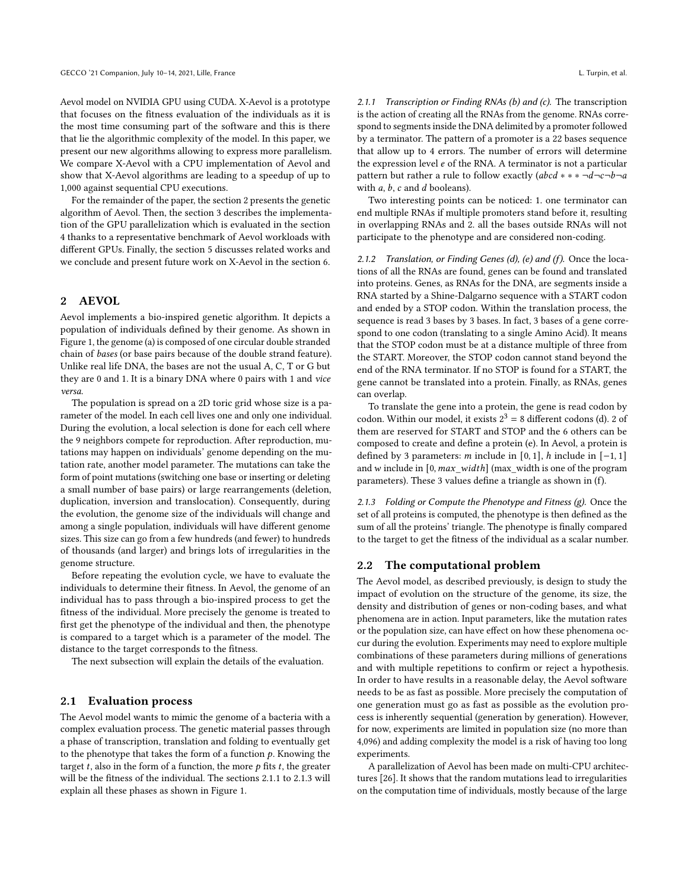Aevol model on NVIDIA GPU using CUDA. X-Aevol is a prototype that focuses on the fitness evaluation of the individuals as it is the most time consuming part of the software and this is there that lie the algorithmic complexity of the model. In this paper, we present our new algorithms allowing to express more parallelism. We compare X-Aevol with a CPU implementation of Aevol and show that X-Aevol algorithms are leading to a speedup of up to 1,000 against sequential CPU executions.

For the remainder of the paper, the section 2 presents the genetic algorithm of Aevol. Then, the section 3 describes the implementation of the GPU parallelization which is evaluated in the section 4 thanks to a representative benchmark of Aevol workloads with different GPUs. Finally, the section 5 discusses related works and we conclude and present future work on X-Aevol in the section 6.

## 2 AEVOL

Aevol implements a bio-inspired genetic algorithm. It depicts a population of individuals defined by their genome. As shown in Figure 1, the genome (a) is composed of one circular double stranded chain of *bases* (or base pairs because of the double strand feature). Unlike real life DNA, the bases are not the usual A, C, T or G but they are 0 and 1. It is a binary DNA where 0 pairs with 1 and *vice versa*.

The population is spread on a 2D toric grid whose size is a parameter of the model. In each cell lives one and only one individual. During the evolution, a local selection is done for each cell where the 9 neighbors compete for reproduction. After reproduction, mutations may happen on individuals' genome depending on the mutation rate, another model parameter. The mutations can take the form of point mutations (switching one base or inserting or deleting a small number of base pairs) or large rearrangements (deletion, duplication, inversion and translocation). Consequently, during the evolution, the genome size of the individuals will change and among a single population, individuals will have different genome sizes. This size can go from a few hundreds (and fewer) to hundreds of thousands (and larger) and brings lots of irregularities in the genome structure.

Before repeating the evolution cycle, we have to evaluate the individuals to determine their fitness. In Aevol, the genome of an individual has to pass through a bio-inspired process to get the fitness of the individual. More precisely the genome is treated to first get the phenotype of the individual and then, the phenotype is compared to a target which is a parameter of the model. The distance to the target corresponds to the fitness.

The next subsection will explain the details of the evaluation.

### 2.1 Evaluation process

The Aevol model wants to mimic the genome of a bacteria with a complex evaluation process. The genetic material passes through a phase of transcription, translation and folding to eventually get to the phenotype that takes the form of a function $p$. Knowing the target $t$, also in the form of a function, the more $p$ fits $t$, the greater will be the fitness of the individual. The sections 2.1.1 to 2.1.3 will explain all these phases as shown in Figure 1.

#### 2.1.1 Transcription or Finding RNAs (b) and (c).

The transcription is the action of creating all the RNAs from the genome. RNAs correspond to segments inside the DNA delimited by a promoter followed by a terminator. The pattern of a promoter is a 22 bases sequence that allow up to 4 errors. The number of errors will determine the expression level $e$ of the RNA. A terminator is not a particular pattern but rather a rule to follow exactly ($abcd * * * \neg d \neg c \neg b \neg a$ with $a$, $b$, $c$ and $d$ booleans).

Two interesting points can be noticed: 1. one terminator can end multiple RNAs if multiple promoters stand before it, resulting in overlapping RNAs and 2. all the bases outside RNAs will not participate to the phenotype and are considered non-coding.

#### 2.1.2 Translation, or Finding Genes (d), (e) and (f).

Once the locations of all the RNAs are found, genes can be found and translated into proteins. Genes, as RNAs for the DNA, are segments inside a RNA started by a Shine-Dalgarno sequence with a START codon and ended by a STOP codon. Within the translation process, the sequence is read 3 bases by 3 bases. In fact, 3 bases of a gene correspond to one codon (translating to a single Amino Acid). It means that the STOP codon must be at a distance multiple of three from the START. Moreover, the STOP codon cannot stand beyond the end of the RNA terminator. If no STOP is found for a START, the gene cannot be translated into a protein. Finally, as RNAs, genes can overlap.

To translate the gene into a protein, the gene is read codon by codon. Within our model, it exists $2^3 = 8$ different codons (d). 2 of them are reserved for START and STOP and the 6 others can be composed to create and define a protein (e). In Aevol, a protein is defined by 3 parameters: $m$ include in $[0, 1]$, $h$ include in $[-1, 1]$ and $w$ include in $[0, max\_width]$ (max_width is one of the program parameters). These 3 values define a triangle as shown in (f).

#### 2.1.3 Folding or Compute the Phenotype and Fitness (g).

Once the set of all proteins is computed, the phenotype is then defined as the sum of all the proteins' triangle. The phenotype is finally compared to the target to get the fitness of the individual as a scalar number.

### 2.2 The computational problem

The Aevol model, as described previously, is design to study the impact of evolution on the structure of the genome, its size, the density and distribution of genes or non-coding bases, and what phenomena are in action. Input parameters, like the mutation rates or the population size, can have effect on how these phenomena occur during the evolution. Experiments may need to explore multiple combinations of these parameters during millions of generations and with multiple repetitions to confirm or reject a hypothesis. In order to have results in a reasonable delay, the Aevol software needs to be as fast as possible. More precisely the computation of one generation must go as fast as possible as the evolution process is inherently sequential (generation by generation). However, for now, experiments are limited in population size (no more than 4,096) and adding complexity the model is a risk of having too long experiments.

A parallelization of Aevol has been made on multi-CPU architectures [26]. It shows that the random mutations lead to irregularities on the computation time of individuals, mostly because of the large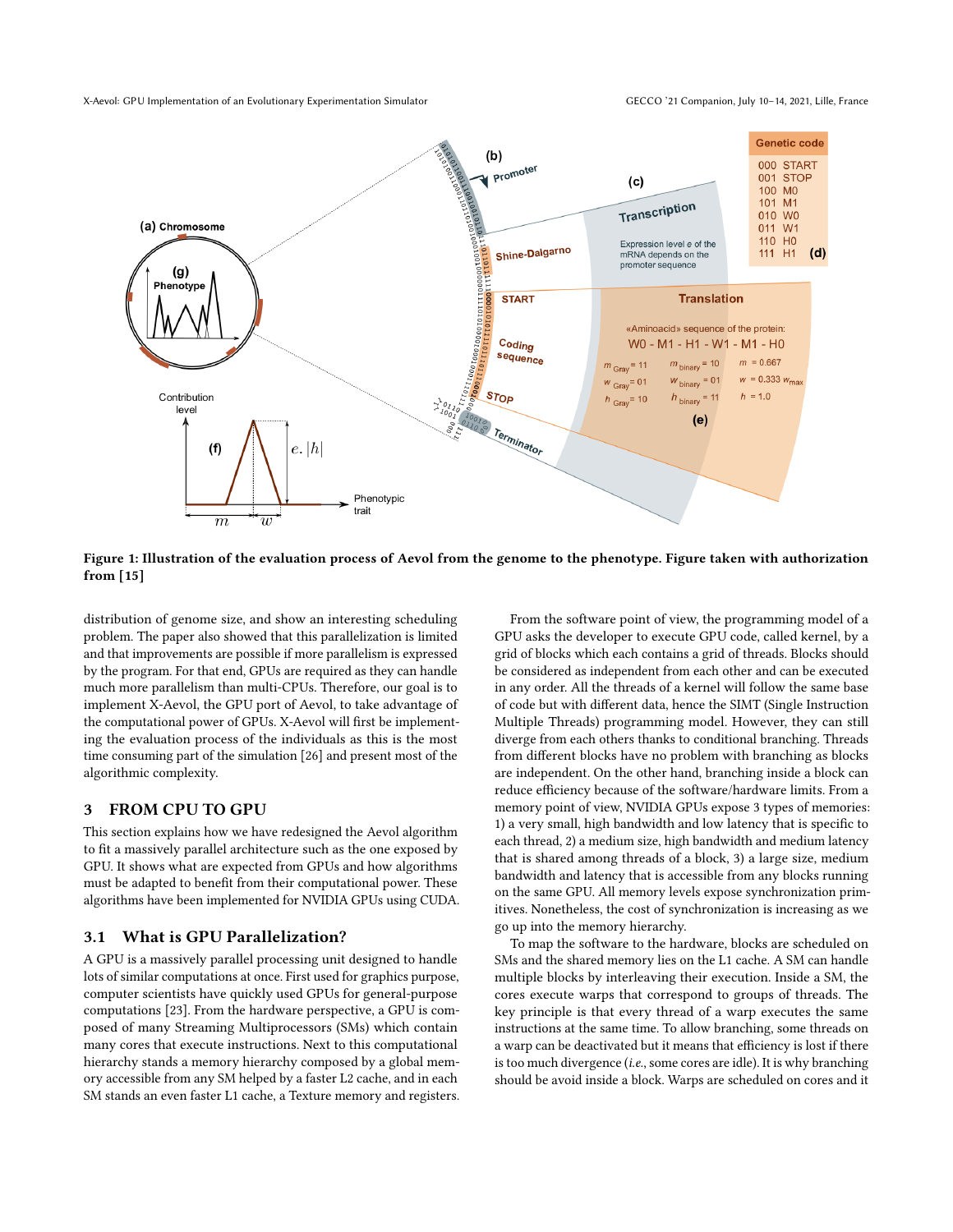Figure 1: Illustration of the evaluation process of Aevol from the genome to the phenotype. Figure taken with authorization from [15]

distribution of genome size, and show an interesting scheduling problem. The paper also showed that this parallelization is limited and that improvements are possible if more parallelism is expressed by the program. For that end, GPUs are required as they can handle much more parallelism than multi-CPUs. Therefore, our goal is to implement X-Aevol, the GPU port of Aevol, to take advantage of the computational power of GPUs. X-Aevol will first be implementing the evaluation process of the individuals as this is the most time consuming part of the simulation [26] and present most of the algorithmic complexity.

## 3 FROM CPU TO GPU

This section explains how we have redesigned the Aevol algorithm to fit a massively parallel architecture such as the one exposed by GPU. It shows what are expected from GPUs and how algorithms must be adapted to benefit from their computational power. These algorithms have been implemented for NVIDIA GPUs using CUDA.

### 3.1 What is GPU Parallelization?

A GPU is a massively parallel processing unit designed to handle lots of similar computations at once. First used for graphics purpose, computer scientists have quickly used GPUs for general-purpose computations [23]. From the hardware perspective, a GPU is composed of many Streaming Multiprocessors (SMs) which contain many cores that execute instructions. Next to this computational hierarchy stands a memory hierarchy composed by a global memory accessible from any SM helped by a faster L2 cache, and in each SM stands an even faster L1 cache, a Texture memory and registers.

From the software point of view, the programming model of a GPU asks the developer to execute GPU code, called kernel, by a grid of blocks which each contains a grid of threads. Blocks should be considered as independent from each other and can be executed in any order. All the threads of a kernel will follow the same base of code but with different data, hence the SIMT (Single Instruction Multiple Threads) programming model. However, they can still diverge from each others thanks to conditional branching. Threads from different blocks have no problem with branching as blocks are independent. On the other hand, branching inside a block can reduce efficiency because of the software/hardware limits. From a memory point of view, NVIDIA GPUs expose 3 types of memories: 1) a very small, high bandwidth and low latency that is specific to each thread, 2) a medium size, high bandwidth and medium latency that is shared among threads of a block, 3) a large size, medium bandwidth and latency that is accessible from any blocks running on the same GPU. All memory levels expose synchronization primitives. Nonetheless, the cost of synchronization is increasing as we go up into the memory hierarchy.

To map the software to the hardware, blocks are scheduled on SMs and the shared memory lies on the L1 cache. A SM can handle multiple blocks by interleaving their execution. Inside a SM, the cores execute warps that correspond to groups of threads. The key principle is that every thread of a warp executes the same instructions at the same time. To allow branching, some threads on a warp can be deactivated but it means that efficiency is lost if there is too much divergence (*i.e.*, some cores are idle). It is why branching should be avoid inside a block. Warps are scheduled on cores and it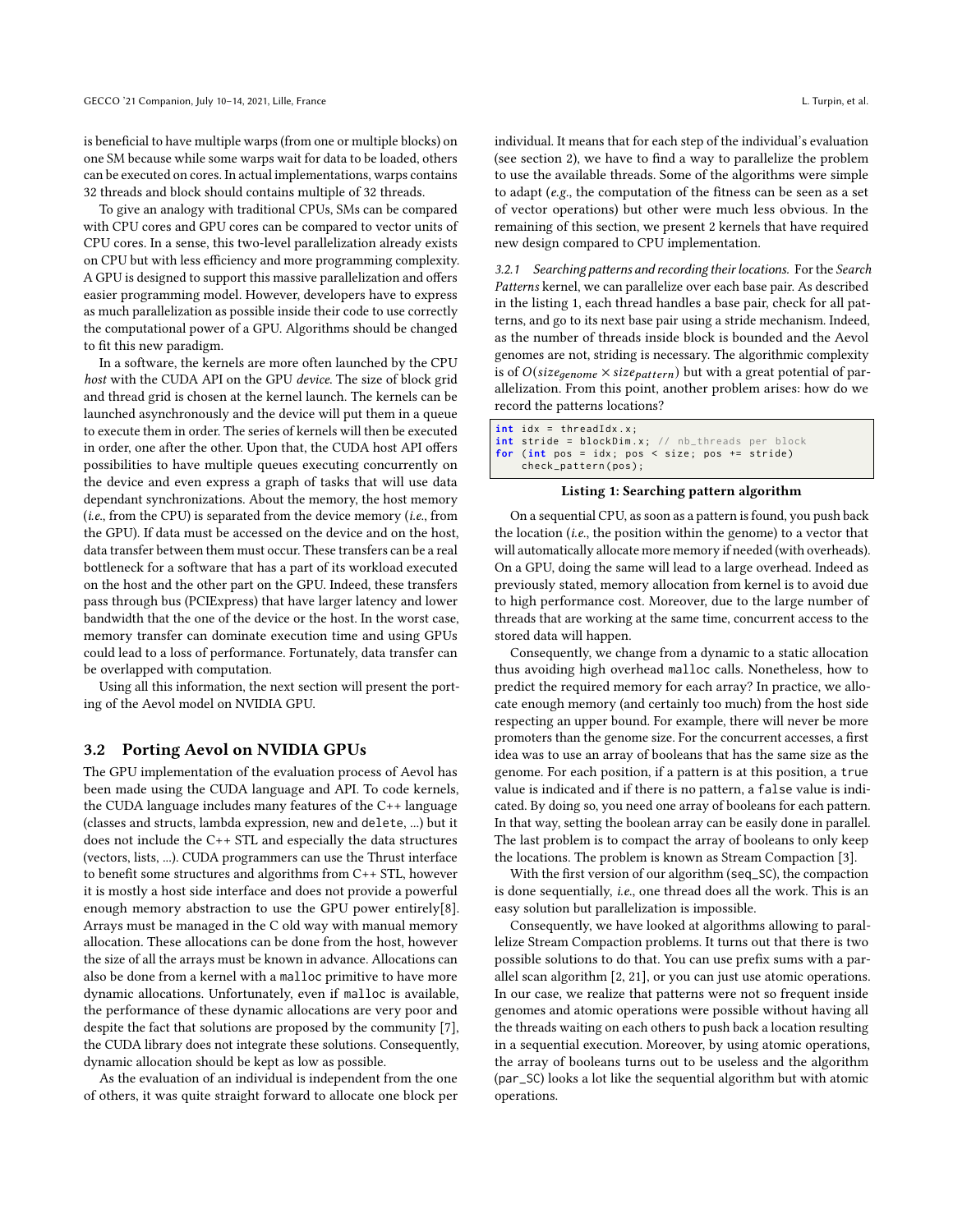is beneficial to have multiple warps (from one or multiple blocks) on one SM because while some warps wait for data to be loaded, others can be executed on cores. In actual implementations, warps contains 32 threads and block should contains multiple of 32 threads.

To give an analogy with traditional CPUs, SMs can be compared with CPU cores and GPU cores can be compared to vector units of CPU cores. In a sense, this two-level parallelization already exists on CPU but with less efficiency and more programming complexity. A GPU is designed to support this massive parallelization and offers easier programming model. However, developers have to express as much parallelization as possible inside their code to use correctly the computational power of a GPU. Algorithms should be changed to fit this new paradigm.

In a software, the kernels are more often launched by the CPU *host* with the CUDA API on the GPU *device*. The size of block grid and thread grid is chosen at the kernel launch. The kernels can be launched asynchronously and the device will put them in a queue to execute them in order. The series of kernels will then be executed in order, one after the other. Upon that, the CUDA host API offers possibilities to have multiple queues executing concurrently on the device and even express a graph of tasks that will use data dependant synchronizations. About the memory, the host memory (*i.e.*, from the CPU) is separated from the device memory (*i.e.*, from the GPU). If data must be accessed on the device and on the host, data transfer between them must occur. These transfers can be a real bottleneck for a software that has a part of its workload executed on the host and the other part on the GPU. Indeed, these transfers pass through bus (PCIExpress) that have larger latency and lower bandwidth that the one of the device or the host. In the worst case, memory transfer can dominate execution time and using GPUs could lead to a loss of performance. Fortunately, data transfer can be overlapped with computation.

Using all this information, the next section will present the porting of the Aevol model on NVIDIA GPU.

## 3.2 Porting Aevol on NVIDIA GPUs

The GPU implementation of the evaluation process of Aevol has been made using the CUDA language and API. To code kernels, the CUDA language includes many features of the C++ language (classes and structs, lambda expression, `new` and `delete`, ...) but it does not include the C++ STL and especially the data structures (vectors, lists, ...). CUDA programmers can use the Thrust interface to benefit some structures and algorithms from C++ STL, however it is mostly a host side interface and does not provide a powerful enough memory abstraction to use the GPU power entirely[8]. Arrays must be managed in the C old way with manual memory allocation. These allocations can be done from the host, however the size of all the arrays must be known in advance. Allocations can also be done from a kernel with a `malloc` primitive to have more dynamic allocations. Unfortunately, even if `malloc` is available, the performance of these dynamic allocations are very poor and despite the fact that solutions are proposed by the community [7], the CUDA library does not integrate these solutions. Consequently, dynamic allocation should be kept as low as possible.

As the evaluation of an individual is independent from the one of others, it was quite straight forward to allocate one block per individual. It means that for each step of the individual's evaluation (see section 2), we have to find a way to parallelize the problem to use the available threads. Some of the algorithms were simple to adapt (*e.g.*, the computation of the fitness can be seen as a set of vector operations) but other were much less obvious. In the remaining of this section, we present 2 kernels that have required new design compared to CPU implementation.

### 3.2.1 Searching patterns and recording their locations.

For the *Search Patterns* kernel, we can parallelize over each base pair. As described in the listing 1, each thread handles a base pair, check for all patterns, and go to its next base pair using a stride mechanism. Indeed, as the number of threads inside block is bounded and the Aevol genomes are not, striding is necessary. The algorithmic complexity is of $O(size_{genome} \times size_{pattern})$ but with a great potential of parallelization. From this point, another problem arises: how do we record the patterns locations?

```
int idx = threadIdx.x;
int stride = blockDim.x; // nb_threads per block
for (int pos = idx; pos < size; pos += stride)
    check_pattern(pos);
```

**Listing 1: Searching pattern algorithm**

On a sequential CPU, as soon as a pattern is found, you push back the location (*i.e.*, the position within the genome) to a vector that will automatically allocate more memory if needed (with overheads). On a GPU, doing the same will lead to a large overhead. Indeed as previously stated, memory allocation from kernel is to avoid due to high performance cost. Moreover, due to the large number of threads that are working at the same time, concurrent access to the stored data will happen.

Consequently, we change from a dynamic to a static allocation thus avoiding high overhead `malloc` calls. Nonetheless, how to predict the required memory for each array? In practice, we allocate enough memory (and certainly too much) from the host side respecting an upper bound. For example, there will never be more promoters than the genome size. For the concurrent accesses, a first idea was to use an array of booleans that has the same size as the genome. For each position, if a pattern is at this position, a `true` value is indicated and if there is no pattern, a `false` value is indicated. By doing so, you need one array of booleans for each pattern. In that way, setting the boolean array can be easily done in parallel. The last problem is to compact the array of booleans to only keep the locations. The problem is known as Stream Compaction [3].

With the first version of our algorithm (`seq_SC`), the compaction is done sequentially, *i.e.*, one thread does all the work. This is an easy solution but parallelization is impossible.

Consequently, we have looked at algorithms allowing to parallelize Stream Compaction problems. It turns out that there is two possible solutions to do that. You can use prefix sums with a parallel scan algorithm [2, 21], or you can just use atomic operations. In our case, we realize that patterns were not so frequent inside genomes and atomic operations were possible without having all the threads waiting on each others to push back a location resulting in a sequential execution. Moreover, by using atomic operations, the array of booleans turns out to be useless and the algorithm (`par_SC`) looks a lot like the sequential algorithm but with atomic operations.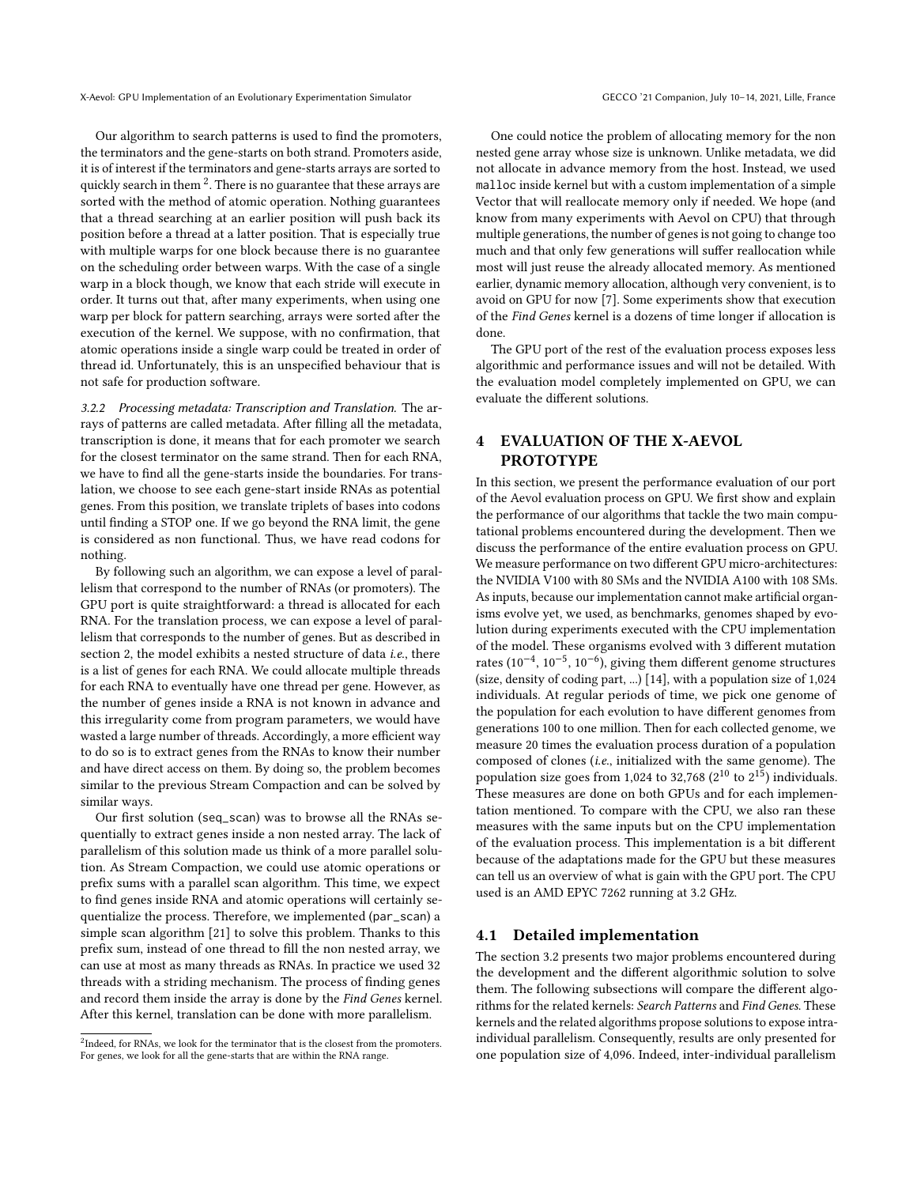Our algorithm to search patterns is used to find the promoters, the terminators and the gene-starts on both strand. Promoters aside, it is of interest if the terminators and gene-starts arrays are sorted to quickly search in them [2]. There is no guarantee that these arrays are sorted with the method of atomic operation. Nothing guarantees that a thread searching at an earlier position will push back its position before a thread at a latter position. That is especially true with multiple warps for one block because there is no guarantee on the scheduling order between warps. With the case of a single warp in a block though, we know that each stride will execute in order. It turns out that, after many experiments, when using one warp per block for pattern searching, arrays were sorted after the execution of the kernel. We suppose, with no confirmation, that atomic operations inside a single warp could be treated in order of thread id. Unfortunately, this is an unspecified behaviour that is not safe for production software.

*3.2.2 Processing metadata: Transcription and Translation.* The arrays of patterns are called metadata. After filling all the metadata, transcription is done, it means that for each promoter we search for the closest terminator on the same strand. Then for each RNA, we have to find all the gene-starts inside the boundaries. For translation, we choose to see each gene-start inside RNAs as potential genes. From this position, we translate triplets of bases into codons until finding a STOP one. If we go beyond the RNA limit, the gene is considered as non functional. Thus, we have read codons for nothing.

By following such an algorithm, we can expose a level of parallelism that correspond to the number of RNAs (or promoters). The GPU port is quite straightforward: a thread is allocated for each RNA. For the translation process, we can expose a level of parallelism that corresponds to the number of genes. But as described in section 2, the model exhibits a nested structure of data *i.e.*, there is a list of genes for each RNA. We could allocate multiple threads for each RNA to eventually have one thread per gene. However, as the number of genes inside a RNA is not known in advance and this irregularity come from program parameters, we would have wasted a large number of threads. Accordingly, a more efficient way to do so is to extract genes from the RNAs to know their number and have direct access on them. By doing so, the problem becomes similar to the previous Stream Compaction and can be solved by similar ways.

Our first solution (seq_scan) was to browse all the RNAs sequentially to extract genes inside a non nested array. The lack of parallelism of this solution made us think of a more parallel solution. As Stream Compaction, we could use atomic operations or prefix sums with a parallel scan algorithm. This time, we expect to find genes inside RNA and atomic operations will certainly sequentialize the process. Therefore, we implemented (par_scan) a simple scan algorithm [21] to solve this problem. Thanks to this prefix sum, instead of one thread to fill the non nested array, we can use at most as many threads as RNAs. In practice we used 32 threads with a striding mechanism. The process of finding genes and record them inside the array is done by the *Find Genes* kernel. After this kernel, translation can be done with more parallelism.

One could notice the problem of allocating memory for the non nested gene array whose size is unknown. Unlike metadata, we did not allocate in advance memory from the host. Instead, we used malloc inside kernel but with a custom implementation of a simple Vector that will reallocate memory only if needed. We hope (and know from many experiments with Aevol on CPU) that through multiple generations, the number of genes is not going to change too much and that only few generations will suffer reallocation while most will just reuse the already allocated memory. As mentioned earlier, dynamic memory allocation, although very convenient, is to avoid on GPU for now [7]. Some experiments show that execution of the *Find Genes* kernel is a dozens of time longer if allocation is done.

The GPU port of the rest of the evaluation process exposes less algorithmic and performance issues and will not be detailed. With the evaluation model completely implemented on GPU, we can evaluate the different solutions.

## 4 EVALUATION OF THE X-AEVOL PROTOTYPE

In this section, we present the performance evaluation of our port of the Aevol evaluation process on GPU. We first show and explain the performance of our algorithms that tackle the two main computational problems encountered during the development. Then we discuss the performance of the entire evaluation process on GPU. We measure performance on two different GPU micro-architectures: the NVIDIA V100 with 80 SMs and the NVIDIA A100 with 108 SMs. As inputs, because our implementation cannot make artificial organisms evolve yet, we used, as benchmarks, genomes shaped by evolution during experiments executed with the CPU implementation of the model. These organisms evolved with 3 different mutation rates ($10^{-4}$, $10^{-5}$, $10^{-6}$), giving them different genome structures (size, density of coding part, ...) [14], with a population size of 1,024 individuals. At regular periods of time, we pick one genome of the population for each evolution to have different genomes from generations 100 to one million. Then for each collected genome, we measure 20 times the evaluation process duration of a population composed of clones (*i.e.*, initialized with the same genome). The population size goes from 1,024 to 32,768 ($2^{10}$ to $2^{15}$) individuals. These measures are done on both GPUs and for each implementation mentioned. To compare with the CPU, we also ran these measures with the same inputs but on the CPU implementation of the evaluation process. This implementation is a bit different because of the adaptations made for the GPU but these measures can tell us an overview of what is gain with the GPU port. The CPU used is an AMD EPYC 7262 running at 3.2 GHz.

### 4.1 Detailed implementation

The section 3.2 presents two major problems encountered during the development and the different algorithmic solution to solve them. The following subsections will compare the different algorithms for the related kernels: *Search Patterns* and *Find Genes*. These kernels and the related algorithms propose solutions to expose intra-individual parallelism. Consequently, results are only presented for one population size of 4,096. Indeed, inter-individual parallelism

[2] Indeed, for RNAs, we look for the terminator that is the closest from the promoters. For genes, we look for all the gene-starts that are within the RNA range.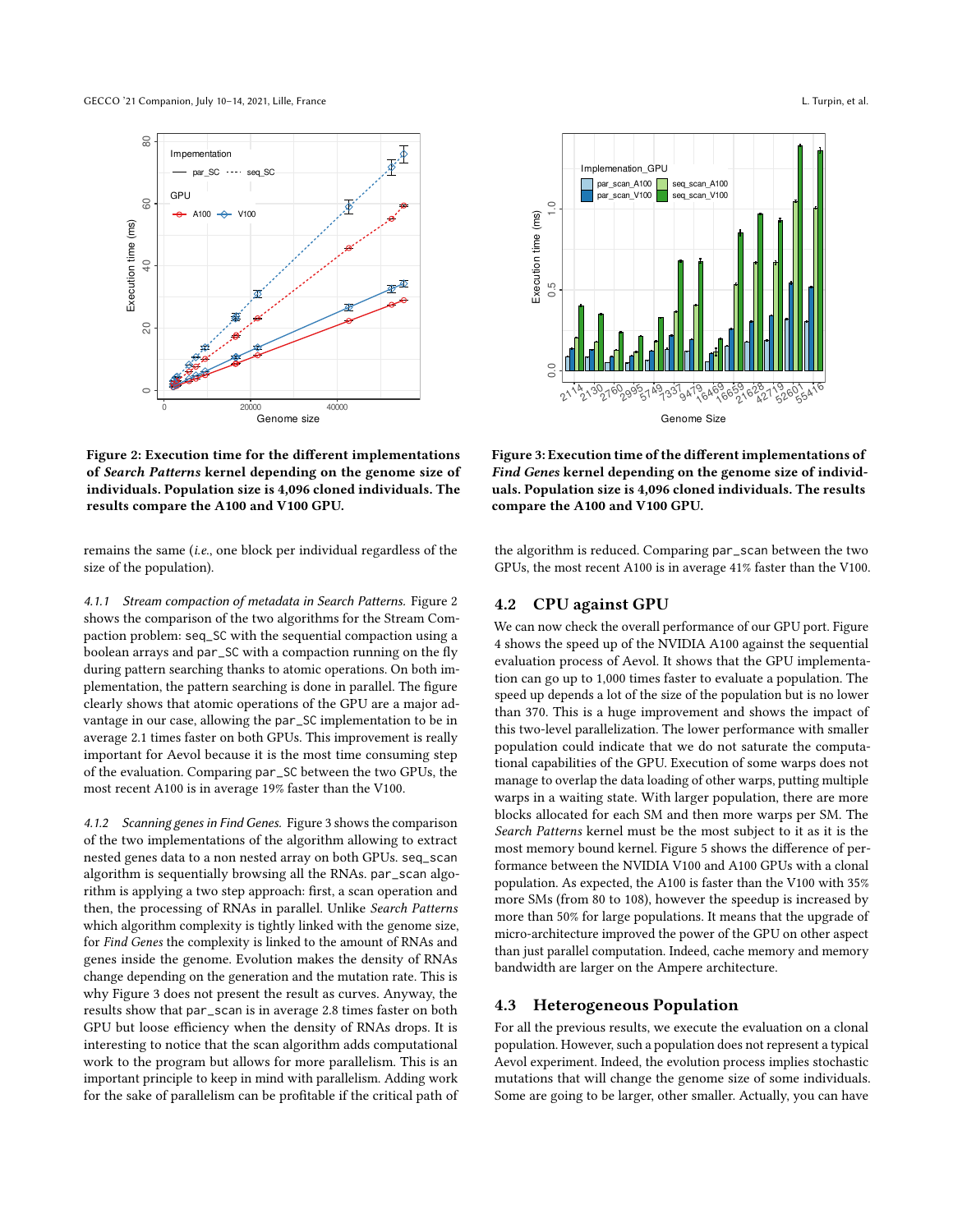Figure 2: Execution time for the different implementations of *Search Patterns* kernel depending on the genome size of individuals. Population size is 4,096 cloned individuals. The results compare the A100 and V100 GPU.

Figure 3: Execution time of the different implementations of *Find Genes* kernel depending on the genome size of individuals. Population size is 4,096 cloned individuals. The results compare the A100 and V100 GPU.

remains the same (*i.e.*, one block per individual regardless of the size of the population).

#### 4.1.1 Stream compaction of metadata in Search Patterns.

Figure 2 shows the comparison of the two algorithms for the Stream Compaction problem: seq_SC with the sequential compaction using a boolean arrays and par_SC with a compaction running on the fly during pattern searching thanks to atomic operations. On both implementation, the pattern searching is done in parallel. The figure clearly shows that atomic operations of the GPU are a major advantage in our case, allowing the par_SC implementation to be in average 2.1 times faster on both GPUs. This improvement is really important for Aevol because it is the most time consuming step of the evaluation. Comparing par_SC between the two GPUs, the most recent A100 is in average 19% faster than the V100.

#### 4.1.2 Scanning genes in Find Genes.

Figure 3 shows the comparison of the two implementations of the algorithm allowing to extract nested genes data to a non nested array on both GPUs. seq_scan algorithm is sequentially browsing all the RNAs. par_scan algorithm is applying a two step approach: first, a scan operation and then, the processing of RNAs in parallel. Unlike *Search Patterns* which algorithm complexity is tightly linked with the genome size, for *Find Genes* the complexity is linked to the amount of RNAs and genes inside the genome. Evolution makes the density of RNAs change depending on the generation and the mutation rate. This is why Figure 3 does not present the result as curves. Anyway, the results show that par_scan is in average 2.8 times faster on both GPU but loose efficiency when the density of RNAs drops. It is interesting to notice that the scan algorithm adds computational work to the program but allows for more parallelism. This is an important principle to keep in mind with parallelism. Adding work for the sake of parallelism can be profitable if the critical path of the algorithm is reduced. Comparing par_scan between the two GPUs, the most recent A100 is in average 41% faster than the V100.

## 4.2 CPU against GPU

We can now check the overall performance of our GPU port. Figure 4 shows the speed up of the NVIDIA A100 against the sequential evaluation process of Aevol. It shows that the GPU implementation can go up to 1,000 times faster to evaluate a population. The speed up depends a lot of the size of the population but is no lower than 370. This is a huge improvement and shows the impact of this two-level parallelization. The lower performance with smaller population could indicate that we do not saturate the computational capabilities of the GPU. Execution of some warps does not manage to overlap the data loading of other warps, putting multiple warps in a waiting state. With larger population, there are more blocks allocated for each SM and then more warps per SM. The *Search Patterns* kernel must be the most subject to it as it is the most memory bound kernel. Figure 5 shows the difference of performance between the NVIDIA V100 and A100 GPUs with a clonal population. As expected, the A100 is faster than the V100 with 35% more SMs (from 80 to 108), however the speedup is increased by more than 50% for large populations. It means that the upgrade of micro-architecture improved the power of the GPU on other aspect than just parallel computation. Indeed, cache memory and memory bandwidth are larger on the Ampere architecture.

## 4.3 Heterogeneous Population

For all the previous results, we execute the evaluation on a clonal population. However, such a population does not represent a typical Aevol experiment. Indeed, the evolution process implies stochastic mutations that will change the genome size of some individuals. Some are going to be larger, other smaller. Actually, you can have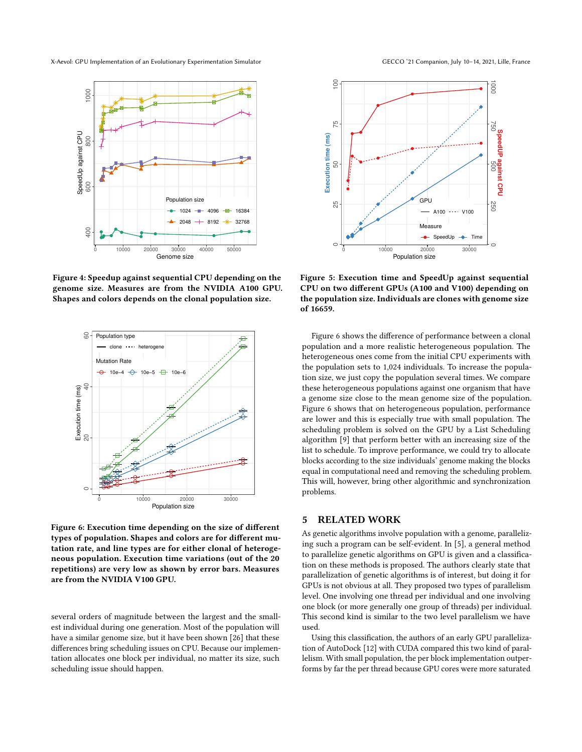**Figure 4: Speedup against sequential CPU depending on the genome size. Measures are from the NVIDIA A100 GPU. Shapes and colors depends on the clonal population size.**

**Figure 5: Execution time and SpeedUp against sequential CPU on two different GPUs (A100 and V100) depending on the population size. Individuals are clones with genome size of 16659.**

**Figure 6: Execution time depending on the size of different types of population. Shapes and colors are for different mutation rate, and line types are for either clonal of heterogeneous population. Execution time variations (out of the 20 repetitions) are very low as shown by error bars. Measures are from the NVIDIA V100 GPU.**

several orders of magnitude between the largest and the smallest individual during one generation. Most of the population will have a similar genome size, but it have been shown [26] that these differences bring scheduling issues on CPU. Because our implementation allocates one block per individual, no matter its size, such scheduling issue should happen.

Figure 6 shows the difference of performance between a clonal population and a more realistic heterogeneous population. The heterogeneous ones come from the initial CPU experiments with the population size, we just copy the population several times. We compare these heterogeneous populations against one organism that have a genome size close to the mean genome size of the population. Figure 6 shows that on heterogeneous population, performance are lower and this is especially true with small population. The scheduling problem is solved on the GPU by a List Scheduling algorithm [9] that perform better with an increasing size of the list to schedule. To improve performance, we could try to allocate blocks according to the size individuals' genome making the blocks equal in computational need and removing the scheduling problem. This will, however, bring other algorithmic and synchronization problems.

## 5 RELATED WORK

As genetic algorithms involve population with a genome, parallelizing such a program can be self-evident. In [5], a general method to parallelize genetic algorithms on GPU is given and a classification on those methods is proposed. The authors clearly state that parallelization of genetic algorithms is of interest, but doing it for GPUs is not obvious at all. They proposed two types of parallelism level. One involving one thread per individual and one involving one block (or more generally one group of threads) per individual. This second kind is similar to the two level parallelism we have used.

Using this classification, the authors of an early GPU parallelization of AutoDock [12] with CUDA compared this two kind of parallelism. With small population, the per block implementation outperforms by far the per thread because GPU cores were more saturated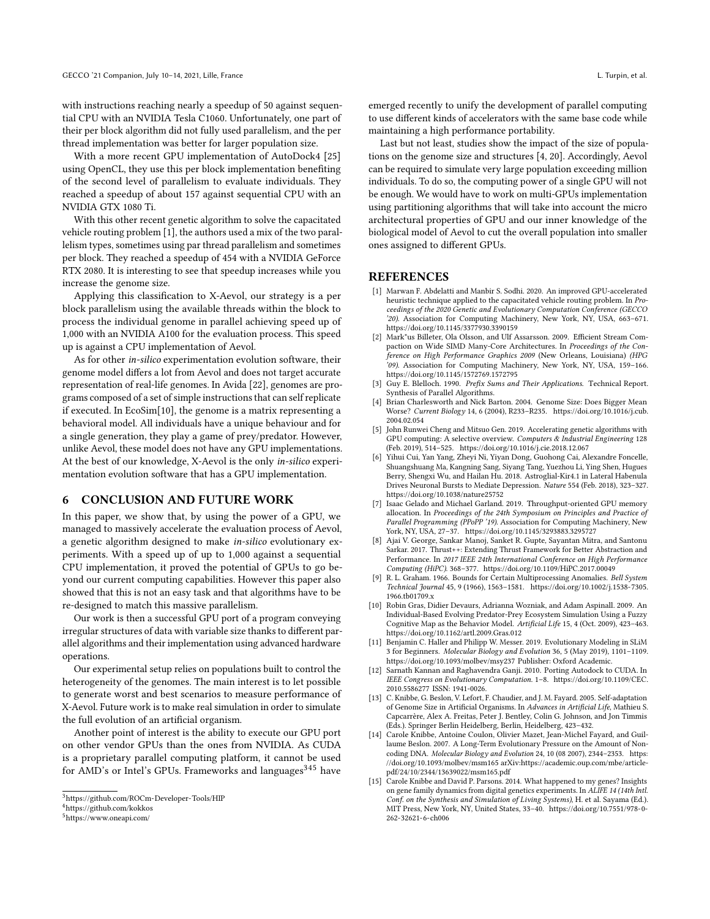with instructions reaching nearly a speedup of 50 against sequential CPU with an NVIDIA Tesla C1060. Unfortunately, one part of their per block algorithm did not fully used parallelism, and the per thread implementation was better for larger population size.

With a more recent GPU implementation of AutoDock4 [25] using OpenCL, they use this per block implementation benefiting of the second level of parallelism to evaluate individuals. They reached a speedup of about 157 against sequential CPU with an NVIDIA GTX 1080 Ti.

With this other recent genetic algorithm to solve the capacitated vehicle routing problem [1], the authors used a mix of the two parallelism types, sometimes using par thread parallelism and sometimes per block. They reached a speedup of 454 with a NVIDIA GeForce RTX 2080. It is interesting to see that speedup increases while you increase the genome size.

Applying this classification to X-Aevol, our strategy is a per block parallelism using the available threads within the block to process the individual genome in parallel achieving speed up of 1,000 with an NVIDIA A100 for the evaluation process. This speed up is against a CPU implementation of Aevol.

As for other *in-silico* experimentation evolution software, their genome model differs a lot from Aevol and does not target accurate representation of real-life genomes. In Avida [22], genomes are programs composed of a set of simple instructions that can self replicate if executed. In EcoSim[10], the genome is a matrix representing a behavioral model. All individuals have a unique behaviour and for a single generation, they play a game of prey/predator. However, unlike Aevol, these model does not have any GPU implementations. At the best of our knowledge, X-Aevol is the only *in-silico* experimentation evolution software that has a GPU implementation.

## 6 CONCLUSION AND FUTURE WORK

In this paper, we show that, by using the power of a GPU, we managed to massively accelerate the evaluation process of Aevol, a genetic algorithm designed to make *in-silico* evolutionary experiments. With a speed up of up to 1,000 against a sequential CPU implementation, it proved the potential of GPUs to go beyond our current computing capabilities. However this paper also showed that this is not an easy task and that algorithms have to be re-designed to match this massive parallelism.

Our work is then a successful GPU port of a program conveying irregular structures of data with variable size thanks to different parallel algorithms and their implementation using advanced hardware operations.

Our experimental setup relies on populations built to control the heterogeneity of the genomes. The main interest is to let possible to generate worst and best scenarios to measure performance of X-Aevol. Future work is to make real simulation in order to simulate the full evolution of an artificial organism.

Another point of interest is the ability to execute our GPU port on other vendor GPUs than the ones from NVIDIA. As CUDA is a proprietary parallel computing platform, it cannot be used for AMD's or Intel's GPUs. Frameworks and languages[3][4][5] have emerged recently to unify the development of parallel computing to use different kinds of accelerators with the same base code while maintaining a high performance portability.

Last but not least, studies show the impact of the size of populations on the genome size and structures [4, 20]. Accordingly, Aevol can be required to simulate very large population exceeding million individuals. To do so, the computing power of a single GPU will not be enough. We would have to work on multi-GPUs implementation using partitioning algorithms that will take into account the micro architectural properties of GPU and our inner knowledge of the biological model of Aevol to cut the overall population into smaller ones assigned to different GPUs.

[3] https://github.com/ROCm-Developer-Tools/HIP

[4] https://github.com/kokkos

[5] https://www.oneapi.com/

## REFERENCES

- [1] Marwan F. Abdelatti and Manbir S. Sodhi. 2020. An improved GPU-accelerated heuristic technique applied to the capacitated vehicle routing problem. In *Proceedings of the 2020 Genetic and Evolutionary Computation Conference (GECCO '20)*. Association for Computing Machinery, New York, NY, USA, 663–671. https://doi.org/10.1145/3377930.3390159
- [2] Mark*us Billeter, Ola Olsson, and Ulf Assarsson. 2009. Efficient Stream Compaction on Wide SIMD Many-Core Architectures. In *Proceedings of the Conference on High Performance Graphics 2009* (New Orleans, Louisiana) *(HPG '09)*. Association for Computing Machinery, New York, NY, USA, 159–166. https://doi.org/10.1145/1572769.1572795
- [3] Guy E. Blelloch. 1990. *Prefix Sums and Their Applications.* Technical Report. Synthesis of Parallel Algorithms.
- [4] Brian Charlesworth and Nick Barton. 2004. Genome Size: Does Bigger Mean Worse? *Current Biology* 14, 6 (2004), R233–R235. https://doi.org/10.1016/j.cub.2004.02.054
- [5] John Runwei Cheng and Mitsuo Gen. 2019. Accelerating genetic algorithms with GPU computing: A selective overview. *Computers & Industrial Engineering* 128 (Feb. 2019), 514–525. https://doi.org/10.1016/j.cie.2018.12.067
- [6] Yihui Cui, Yan Yang, Zheyi Ni, Yiyan Dong, Guohong Cai, Alexandre Foncelle, Shuangshuang Ma, Kangning Sang, Siyang Tang, Yuezhou Li, Ying Shen, Hugues Berry, Shengxi Wu, and Hailan Hu. 2018. Astroglial-Kir4.1 in Lateral Habenula Drives Neuronal Bursts to Mediate Depression. *Nature* 554 (Feb. 2018), 323–327. https://doi.org/10.1038/nature25752
- [7] Isaac Gelado and Michael Garland. 2019. Throughput-oriented GPU memory allocation. In *Proceedings of the 24th Symposium on Principles and Practice of Parallel Programming (PPoPP '19)*. Association for Computing Machinery, New York, NY, USA, 27–37. https://doi.org/10.1145/3293883.3295727
- [8] Ajai V. George, Sankar Manoj, Sanket R. Gupte, Sayantan Mitra, and Santonu Sarkar. 2017. Thrust++: Extending Thrust Framework for Better Abstraction and Performance. In *2017 IEEE 24th International Conference on High Performance Computing (HiPC)*. 368–377. https://doi.org/10.1109/HiPC.2017.00049
- [9] R. L. Graham. 1966. Bounds for Certain Multiprocessing Anomalies. *Bell System Technical Journal* 45, 9 (1966), 1563–1581. https://doi.org/10.1002/j.1538-7305.1966.tb01709.x
- [10] Robin Gras, Didier Devaurs, Adrianna Wozniak, and Adam Aspinall. 2009. An Individual-Based Evolving Predator-Prey Ecosystem Simulation Using a Fuzzy Cognitive Map as the Behavior Model. *Artificial Life* 15, 4 (Oct. 2009), 423–463. https://doi.org/10.1162/artl.2009.Gras.012
- [11] Benjamin C. Haller and Philipp W. Messer. 2019. Evolutionary Modeling in SLiM 3 for Beginners. *Molecular Biology and Evolution* 36, 5 (May 2019), 1101–1109. https://doi.org/10.1093/molbev/msy237 Publisher: Oxford Academic.
- [12] Sarnath Kannan and Raghavendra Ganji. 2010. Porting Autodock to CUDA. In *IEEE Congress on Evolutionary Computation*. 1–8. https://doi.org/10.1109/CEC.2010.5586277 ISSN: 1941-0026.
- [13] C. Knibbe, G. Beslon, V. Lefort, F. Chaudier, and J. M. Fayard. 2005. Self-adaptation of Genome Size in Artificial Organisms. In *Advances in Artificial Life*, Mathieu S. Capcarrère, Alex A. Freitas, Peter J. Bentley, Colin G. Johnson, and Jon Timmis (Eds.). Springer Berlin Heidelberg, Berlin, Heidelberg, 423–432.
- [14] Carole Knibbe, Antoine Coulon, Olivier Mazet, Jean-Michel Fayard, and Guillaume Beslon. 2007. A Long-Term Evolutionary Pressure on the Amount of Noncoding DNA. *Molecular Biology and Evolution* 24, 10 (08 2007), 2344–2353. https://doi.org/10.1093/molbev/msm165 arXiv:https://academic.oup.com/mbe/article-pdf/24/10/2344/13639022/msm165.pdf
- [15] Carole Knibbe and David P. Parsons. 2014. What happened to my genes? Insights on gene family dynamics from digital genetics experiments. In *ALIFE 14 (14th Intl. Conf. on the Synthesis and Simulation of Living Systems)*, H. et al. Sayama (Ed.). MIT Press, New York, NY, United States, 33–40. https://doi.org/10.7551/978-0-262-32621-6-ch006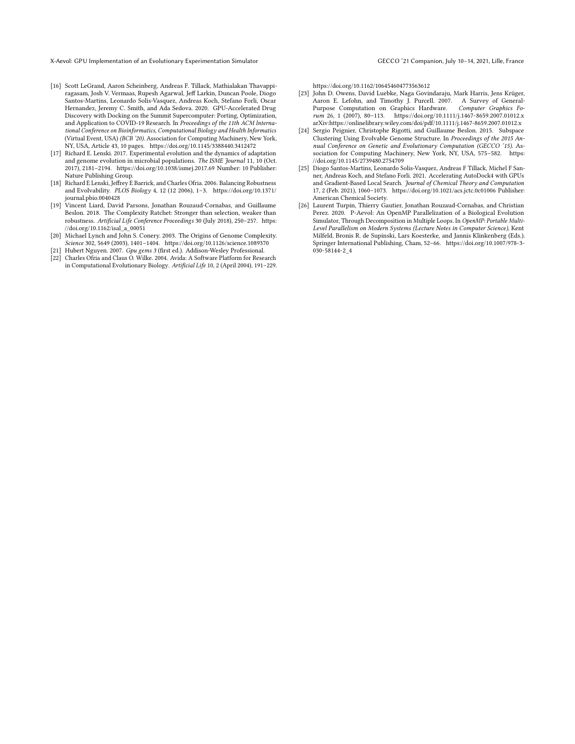[16] Scott LeGrand, Aaron Scheinberg, Andreas F. Tillack, Mathialakan Thavappiragasam, Josh V. Vermaas, Rupesh Agarwal, Jeff Larkin, Duncan Poole, Diogo Santos-Martins, Leonardo Solis-Vasquez, Andreas Koch, Stefano Forli, Oscar Hernandez, Jeremy C. Smith, and Ada Sedova. 2020. GPU-Accelerated Drug Discovery with Docking on the Summit Supercomputer: Porting, Optimization, and Application to COVID-19 Research. In *Proceedings of the 11th ACM International Conference on Bioinformatics, Computational Biology and Health Informatics* (Virtual Event, USA) *(BCB '20)*. Association for Computing Machinery, New York, NY, USA, Article 43, 10 pages. https://doi.org/10.1145/3388440.3412472

[17] Richard E. Lenski. 2017. Experimental evolution and the dynamics of adaptation and genome evolution in microbial populations. *The ISME Journal* 11, 10 (Oct. 2017), 2181–2194. https://doi.org/10.1038/ismej.2017.69 Number: 10 Publisher: Nature Publishing Group.

[18] Richard E Lenski, Jeffrey E Barrick, and Charles Ofria. 2006. Balancing Robustness and Evolvability. *PLOS Biology* 4, 12 (12 2006), 1–3. https://doi.org/10.1371/journal.pbio.0040428

[19] Vincent Liard, David Parsons, Jonathan Rouzaud-Cornabas, and Guillaume Beslon. 2018. The Complexity Ratchet: Stronger than selection, weaker than robustness. *Artificial Life Conference Proceedings* 30 (July 2018), 250–257. https://doi.org/10.1162/isal_a_00051

[20] Michael Lynch and John S. Conery. 2003. The Origins of Genome Complexity. *Science* 302, 5649 (2003), 1401–1404. https://doi.org/10.1126/science.1089370

[21] Hubert Nguyen. 2007. *Gpu gems 3* (first ed.). Addison-Wesley Professional.

[22] Charles Ofria and Claus O. Wilke. 2004. Avida: A Software Platform for Research in Computational Evolutionary Biology. *Artificial Life* 10, 2 (April 2004), 191–229. https://doi.org/10.1162/106454604773563612

[23] John D. Owens, David Luebke, Naga Govindaraju, Mark Harris, Jens Krüger, Aaron E. Lefohn, and Timothy J. Purcell. 2007. A Survey of General-Purpose Computation on Graphics Hardware. *Computer Graphics Forum* 26, 1 (2007), 80–113. https://doi.org/10.1111/j.1467-8659.2007.01012.x arXiv:https://onlinelibrary.wiley.com/doi/pdf/10.1111/j.1467-8659.2007.01012.x

[24] Sergio Peignier, Christophe Rigotti, and Guillaume Beslon. 2015. Subspace Clustering Using Evolvable Genome Structure. In *Proceedings of the 2015 Annual Conference on Genetic and Evolutionary Computation (GECCO '15)*. Association for Computing Machinery, New York, NY, USA, 575–582. https://doi.org/10.1145/2739480.2754709

[25] Diogo Santos-Martins, Leonardo Solis-Vasquez, Andreas F Tillack, Michel F Sanner, Andreas Koch, and Stefano Forli. 2021. Accelerating AutoDock4 with GPUs and Gradient-Based Local Search. *Journal of Chemical Theory and Computation* 17, 2 (Feb. 2021), 1060–1073. https://doi.org/10.1021/acs.jctc.0c01006 Publisher: American Chemical Society.

[26] Laurent Turpin, Thierry Gautier, Jonathan Rouzaud-Cornabas, and Christian Perez. 2020. P-Aevol: An OpenMP Parallelization of a Biological Evolution Simulator, Through Decomposition in Multiple Loops. In *OpenMP: Portable Multi-Level Parallelism on Modern Systems (Lecture Notes in Computer Science)*, Kent Milfeld, Bronis R. de Supinski, Lars Koesterke, and Jannis Klinkenberg (Eds.). Springer International Publishing, Cham, 52–66. https://doi.org/10.1007/978-3-030-58144-2_4